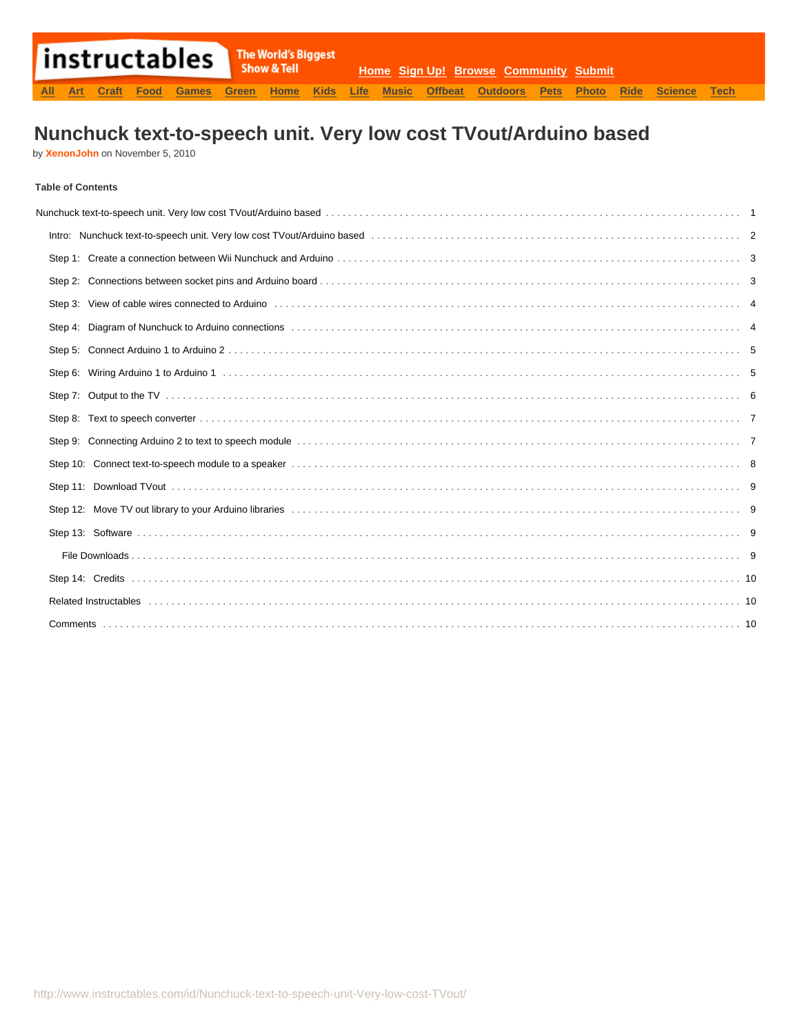# Nunchuck text-to-speech unit. Very low cost TVout/Arduino based

by **XenonJohn** on November 5, 2010

**Table of Contents**

Nunchuck text-to-speech unit. Very low cost TVout/Arduino based . . . . . . . . . . 1

- Intro: Nunchuck text-to-speech unit. Very low cost TVout/Arduino based . . . . . . . . . . 2
- Step 1: Create a connection between Wii Nunchuck and Arduino . . . . . . . . . . 3
- Step 2: Connections between socket pins and Arduino board . . . . . . . . . . 3
- Step 3: View of cable wires connected to Arduino . . . . . . . . . . 4
- Step 4: Diagram of Nunchuck to Arduino connections . . . . . . . . . . 4
- Step 5: Connect Arduino 1 to Arduino 2 . . . . . . . . . . 5
- Step 6: Wiring Arduino 1 to Arduino 1 . . . . . . . . . . 5
- Step 7: Output to the TV . . . . . . . . . . 6
- Step 8: Text to speech converter . . . . . . . . . . 7
- Step 9: Connecting Arduino 2 to text to speech module . . . . . . . . . . 7
- Step 10: Connect text-to-speech module to a speaker . . . . . . . . . . 8
- Step 11: Download TVout . . . . . . . . . . 9
- Step 12: Move TV out library to your Arduino libraries . . . . . . . . . . 9
- Step 13: Software . . . . . . . . . . 9
  - File Downloads . . . . . . . . . . 9
- Step 14: Credits . . . . . . . . . . 10
- Related Instructables . . . . . . . . . . 10
- Comments . . . . . . . . . . 10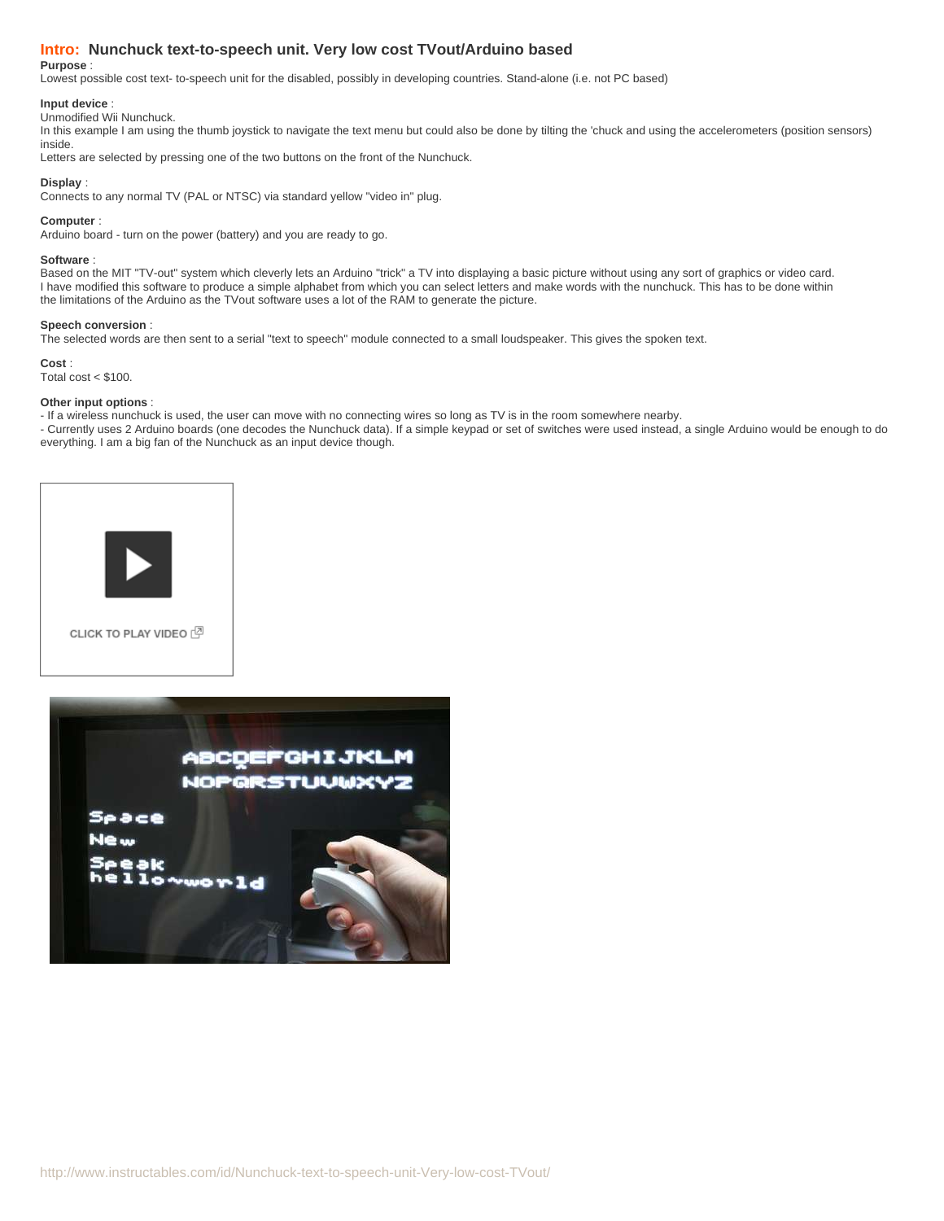## Intro: Nunchuck text-to-speech unit. Very low cost TVout/Arduino based

**Purpose** :
Lowest possible cost text- to-speech unit for the disabled, possibly in developing countries. Stand-alone (i.e. not PC based)

**Input device** :
Unmodified Wii Nunchuck.
In this example I am using the thumb joystick to navigate the text menu but could also be done by tilting the 'chuck and using the accelerometers (position sensors) inside.
Letters are selected by pressing one of the two buttons on the front of the Nunchuck.

**Display** :
Connects to any normal TV (PAL or NTSC) via standard yellow "video in" plug.

**Computer** :
Arduino board - turn on the power (battery) and you are ready to go.

**Software** :
Based on the MIT "TV-out" system which cleverly lets an Arduino "trick" a TV into displaying a basic picture without using any sort of graphics or video card.
I have modified this software to produce a simple alphabet from which you can select letters and make words with the nunchuck. This has to be done within the limitations of the Arduino as the TVout software uses a lot of the RAM to generate the picture.

**Speech conversion** :
The selected words are then sent to a serial "text to speech" module connected to a small loudspeaker. This gives the spoken text.

**Cost** :
Total cost < $100.

**Other input options** :
- If a wireless nunchuck is used, the user can move with no connecting wires so long as TV is in the room somewhere nearby.
- Currently uses 2 Arduino boards (one decodes the Nunchuck data). If a simple keypad or set of switches were used instead, a single Arduino would be enough to do everything. I am a big fan of the Nunchuck as an input device though.

CLICK TO PLAY VIDEO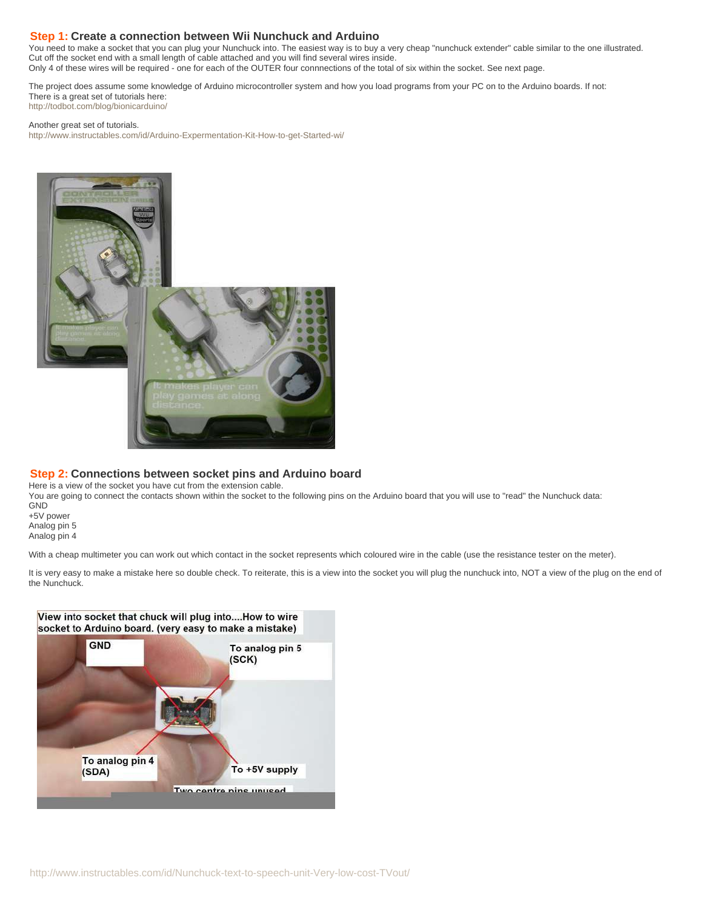## Step 1: Create a connection between Wii Nunchuck and Arduino

You need to make a socket that you can plug your Nunchuck into. The easiest way is to buy a very cheap "nunchuck extender" cable similar to the one illustrated. Cut off the socket end with a small length of cable attached and you will find several wires inside.
Only 4 of these wires will be required - one for each of the OUTER four connnections of the total of six within the socket. See next page.

The project does assume some knowledge of Arduino microcontroller system and how you load programs from your PC on to the Arduino boards. If not:
There is a great set of tutorials here:
http://todbot.com/blog/bionicarduino/

Another great set of tutorials.
http://www.instructables.com/id/Arduino-Expermentation-Kit-How-to-get-Started-wi/

## Step 2: Connections between socket pins and Arduino board

Here is a view of the socket you have cut from the extension cable.
You are going to connect the contacts shown within the socket to the following pins on the Arduino board that you will use to "read" the Nunchuck data:
GND
+5V power
Analog pin 5
Analog pin 4

With a cheap multimeter you can work out which contact in the socket represents which coloured wire in the cable (use the resistance tester on the meter).

It is very easy to make a mistake here so double check. To reiterate, this is a view into the socket you will plug the nunchuck into, NOT a view of the plug on the end of the Nunchuck.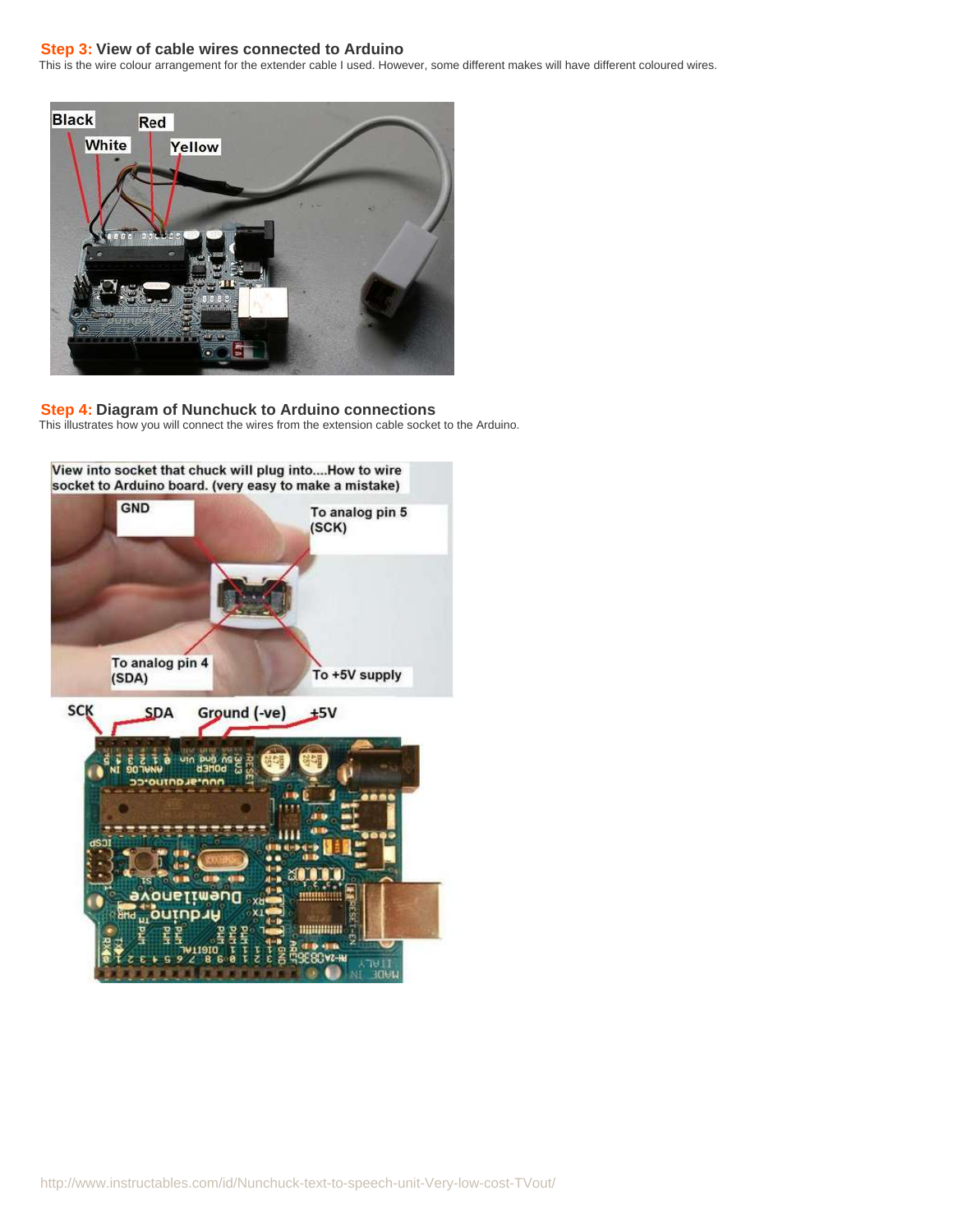## Step 3: View of cable wires connected to Arduino

This is the wire colour arrangement for the extender cable I used. However, some different makes will have different coloured wires.

## Step 4: Diagram of Nunchuck to Arduino connections

This illustrates how you will connect the wires from the extension cable socket to the Arduino.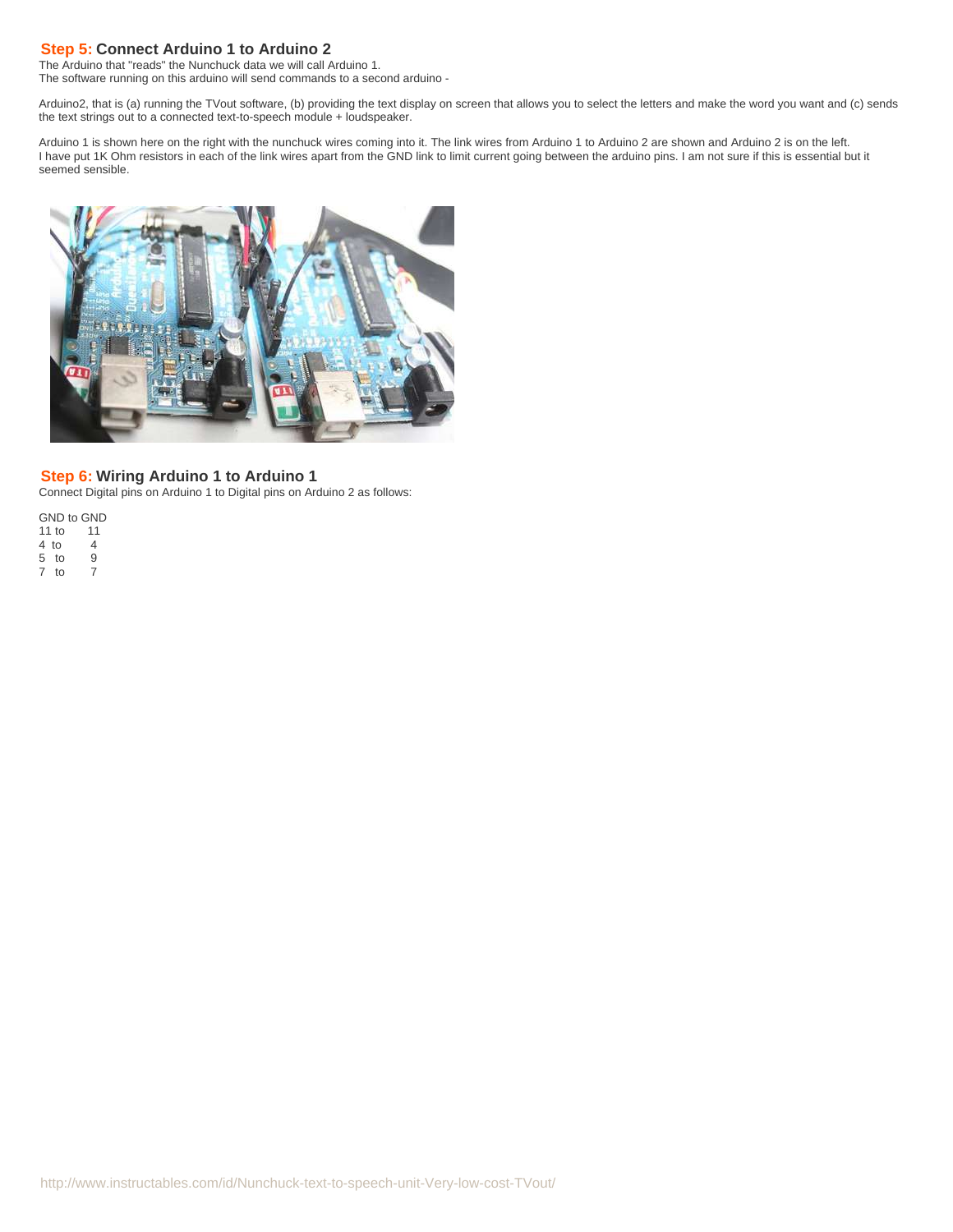## Step 5: Connect Arduino 1 to Arduino 2

The Arduino that "reads" the Nunchuck data we will call Arduino 1.
The software running on this arduino will send commands to a second arduino -

Arduino2, that is (a) running the TVout software, (b) providing the text display on screen that allows you to select the letters and make the word you want and (c) sends the text strings out to a connected text-to-speech module + loudspeaker.

Arduino 1 is shown here on the right with the nunchuck wires coming into it. The link wires from Arduino 1 to Arduino 2 are shown and Arduino 2 is on the left.
I have put 1K Ohm resistors in each of the link wires apart from the GND link to limit current going between the arduino pins. I am not sure if this is essential but it seemed sensible.

## Step 6: Wiring Arduino 1 to Arduino 1

Connect Digital pins on Arduino 1 to Digital pins on Arduino 2 as follows:

GND to GND
11 to 11
4 to 4
5 to 9
7 to 7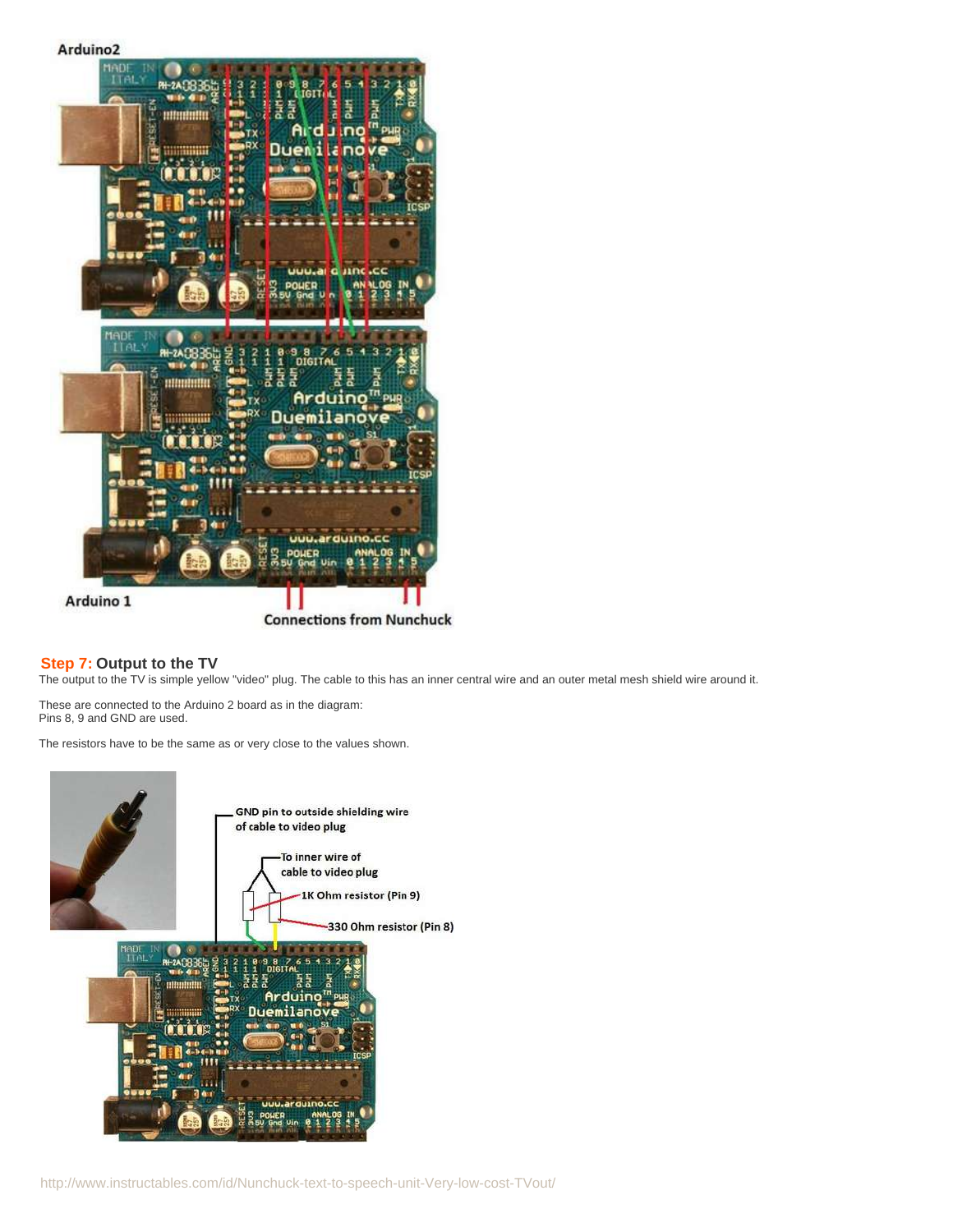## Step 7: Output to the TV

The output to the TV is simple yellow "video" plug. The cable to this has an inner central wire and an outer metal mesh shield wire around it.

These are connected to the Arduino 2 board as in the diagram:
Pins 8, 9 and GND are used.

The resistors have to be the same as or very close to the values shown.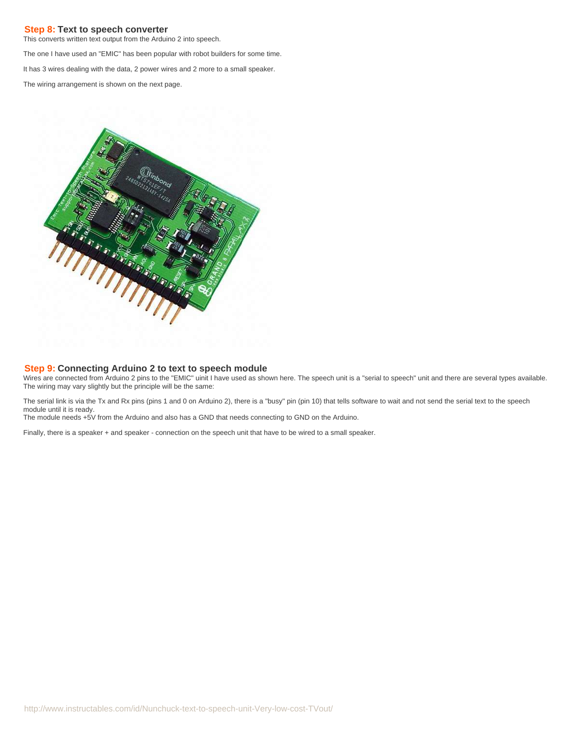## Step 8: Text to speech converter

This converts written text output from the Arduino 2 into speech.

The one I have used an "EMIC" has been popular with robot builders for some time.

It has 3 wires dealing with the data, 2 power wires and 2 more to a small speaker.

The wiring arrangement is shown on the next page.

## Step 9: Connecting Arduino 2 to text to speech module

Wires are connected from Arduino 2 pins to the "EMIC" uinit I have used as shown here. The speech unit is a "serial to speech" unit and there are several types available. The wiring may vary slightly but the principle will be the same:

The serial link is via the Tx and Rx pins (pins 1 and 0 on Arduino 2), there is a "busy" pin (pin 10) that tells software to wait and not send the serial text to the speech module until it is ready.
The module needs +5V from the Arduino and also has a GND that needs connecting to GND on the Arduino.

Finally, there is a speaker + and speaker - connection on the speech unit that have to be wired to a small speaker.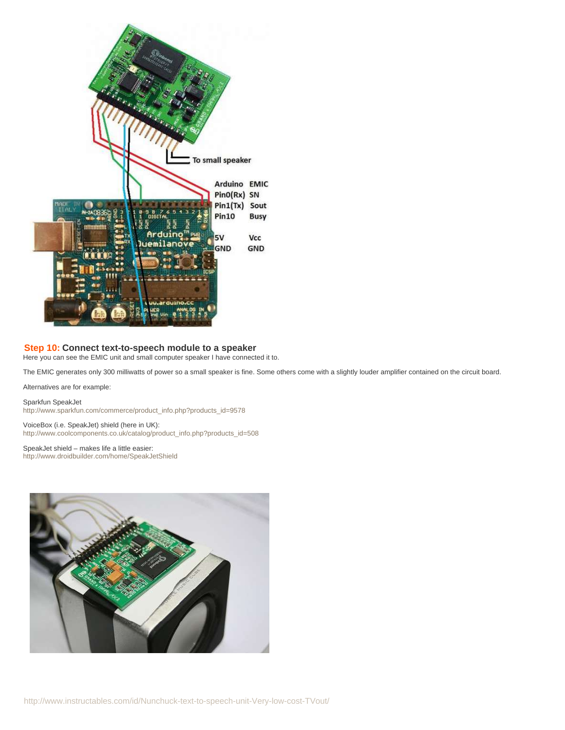## Step 10: Connect text-to-speech module to a speaker

Here you can see the EMIC unit and small computer speaker I have connected it to.

The EMIC generates only 300 milliwatts of power so a small speaker is fine. Some others come with a slightly louder amplifier contained on the circuit board.

Alternatives are for example:

Sparkfun SpeakJet
http://www.sparkfun.com/commerce/product_info.php?products_id=9578

VoiceBox (i.e. SpeakJet) shield (here in UK):
http://www.coolcomponents.co.uk/catalog/product_info.php?products_id=508

SpeakJet shield – makes life a little easier:
http://www.droidbuilder.com/home/SpeakJetShield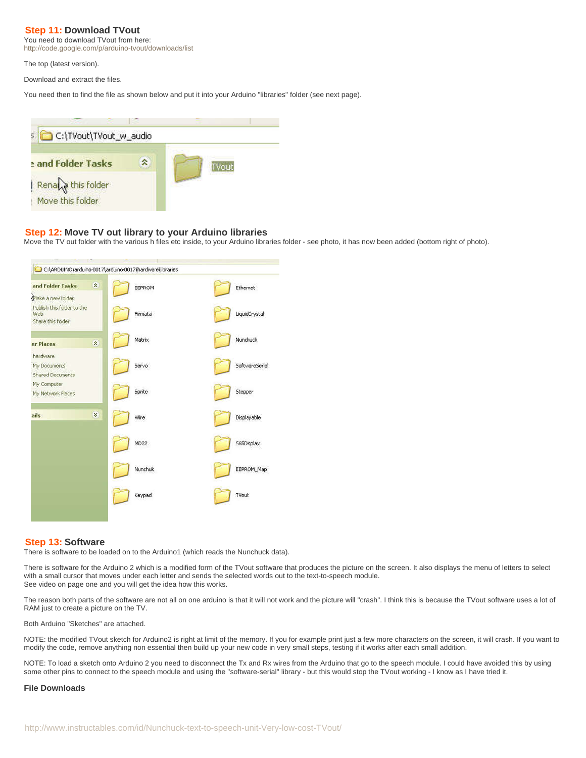## Step 11: Download TVout

You need to download TVout from here:
http://code.google.com/p/arduino-tvout/downloads/list

The top (latest version).

Download and extract the files.

You need then to find the file as shown below and put it into your Arduino "libraries" folder (see next page).

## Step 12: Move TV out library to your Arduino libraries

Move the TV out folder with the various h files etc inside, to your Arduino libraries folder - see photo, it has now been added (bottom right of photo).

## Step 13: Software

There is software to be loaded on to the Arduino1 (which reads the Nunchuck data).

There is software for the Arduino 2 which is a modified form of the TVout software that produces the picture on the screen. It also displays the menu of letters to select with a small cursor that moves under each letter and sends the selected words out to the text-to-speech module.
See video on page one and you will get the idea how this works.

The reason both parts of the software are not all on one arduino is that it will not work and the picture will "crash". I think this is because the TVout software uses a lot of RAM just to create a picture on the TV.

Both Arduino "Sketches" are attached.

NOTE: the modified TVout sketch for Arduino2 is right at limit of the memory. If you for example print just a few more characters on the screen, it will crash. If you want to modify the code, remove anything non essential then build up your new code in very small steps, testing if it works after each small addition.

NOTE: To load a sketch onto Arduino 2 you need to disconnect the Tx and Rx wires from the Arduino that go to the speech module. I could have avoided this by using some other pins to connect to the speech module and using the "software-serial" library - but this would stop the TVout working - I know as I have tried it.

**File Downloads**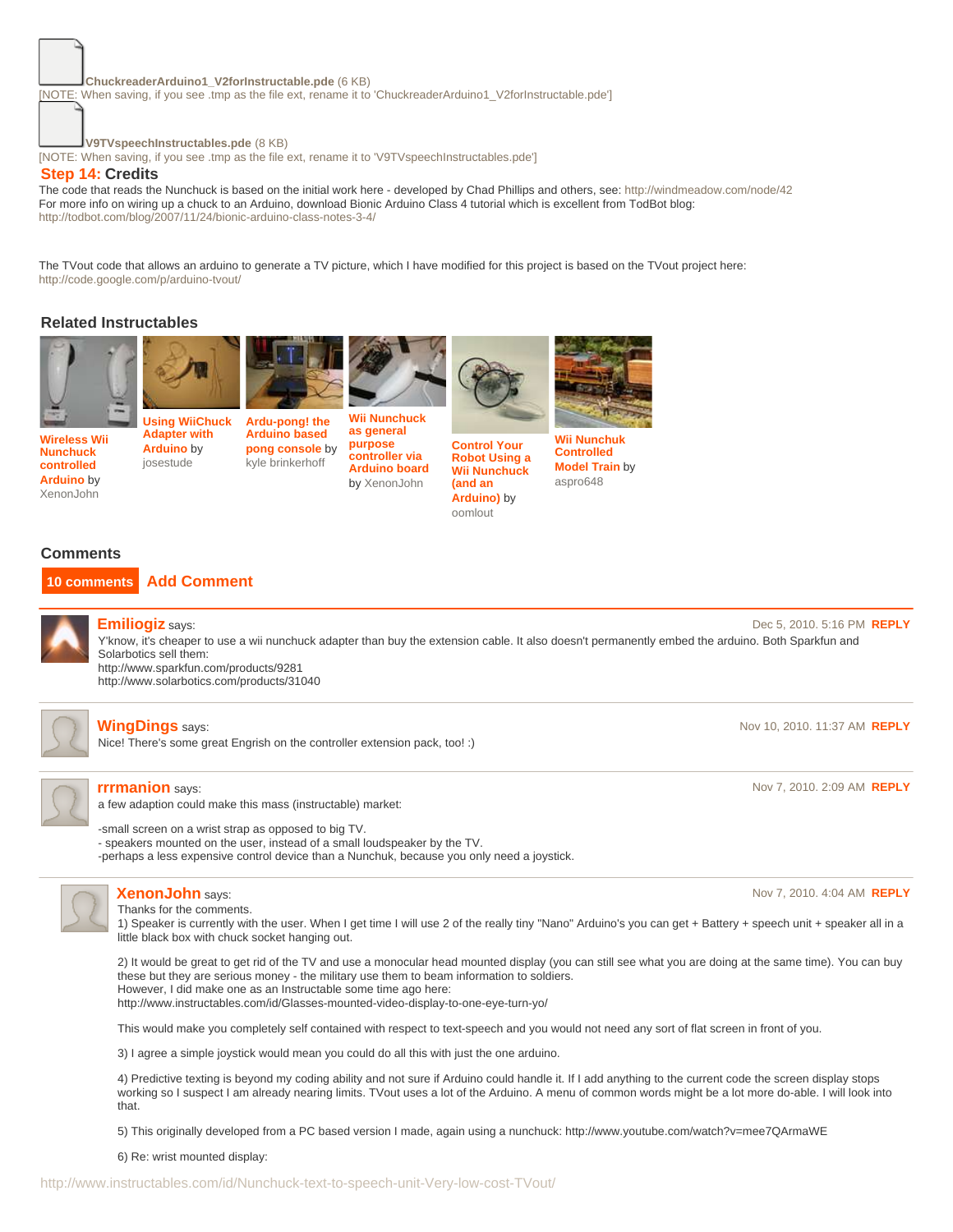ChuckreaderArduino1_V2forInstructable.pde (6 KB)
[NOTE: When saving, if you see .tmp as the file ext, rename it to 'ChuckreaderArduino1_V2forInstructable.pde']

V9TVspeechInstructables.pde (8 KB)
[NOTE: When saving, if you see .tmp as the file ext, rename it to 'V9TVspeechInstructables.pde']

## Step 14: Credits

The code that reads the Nunchuck is based on the initial work here - developed by Chad Phillips and others, see: http://windmeadow.com/node/42
For more info on wiring up a chuck to an Arduino, download Bionic Arduino Class 4 tutorial which is excellent from TodBot blog:
http://todbot.com/blog/2007/11/24/bionic-arduino-class-notes-3-4/

The TVout code that allows an arduino to generate a TV picture, which I have modified for this project is based on the TVout project here:
http://code.google.com/p/arduino-tvout/

### Related Instructables

- **Wireless Wii Nunchuck controlled Arduino** by XenonJohn
- **Using WiiChuck Adapter with Arduino** by josestude
- **Ardu-pong! the Arduino based pong console** by kyle brinkerhoff
- **Wii Nunchuck as general purpose controller via Arduino board** by XenonJohn
- **Control Your Robot Using a Wii Nunchuck (and an Arduino)** by oomlout
- **Wii Nunchuk Controlled Model Train** by aspro648

### Comments

**10 comments** **Add Comment**

---

**Emiliogiz** says: Dec 5, 2010. 5:16 PM **REPLY**

Y'know, it's cheaper to use a wii nunchuck adapter than buy the extension cable. It also doesn't permanently embed the arduino. Both Sparkfun and Solarbotics sell them:
http://www.sparkfun.com/products/9281
http://www.solarbotics.com/products/31040

---

**WingDings** says: Nov 10, 2010. 11:37 AM **REPLY**

Nice! There's some great Engrish on the controller extension pack, too! :)

---

**rrrmanion** says: Nov 7, 2010. 2:09 AM **REPLY**

a few adaption could make this mass (instructable) market:

-small screen on a wrist strap as opposed to big TV.
- speakers mounted on the user, instead of a small loudspeaker by the TV.
-perhaps a less expensive control device than a Nunchuk, because you only need a joystick.

---

**XenonJohn** says: Nov 7, 2010. 4:04 AM **REPLY**

Thanks for the comments.
1) Speaker is currently with the user. When I get time I will use 2 of the really tiny "Nano" Arduino's you can get + Battery + speech unit + speaker all in a little black box with chuck socket hanging out.

2) It would be great to get rid of the TV and use a monocular head mounted display (you can still see what you are doing at the same time). You can buy these but they are serious money - the military use them to beam information to soldiers.
However, I did make one as an Instructable some time ago here:
http://www.instructables.com/id/Glasses-mounted-video-display-to-one-eye-turn-yo/

This would make you completely self contained with respect to text-speech and you would not need any sort of flat screen in front of you.

3) I agree a simple joystick would mean you could do all this with just the one arduino.

4) Predictive texting is beyond my coding ability and not sure if Arduino could handle it. If I add anything to the current code the screen display stops working so I suspect I am already nearing limits. TVout uses a lot of the Arduino. A menu of common words might be a lot more do-able. I will look into that.

5) This originally developed from a PC based version I made, again using a nunchuck: http://www.youtube.com/watch?v=mee7QArmaWE

6) Re: wrist mounted display: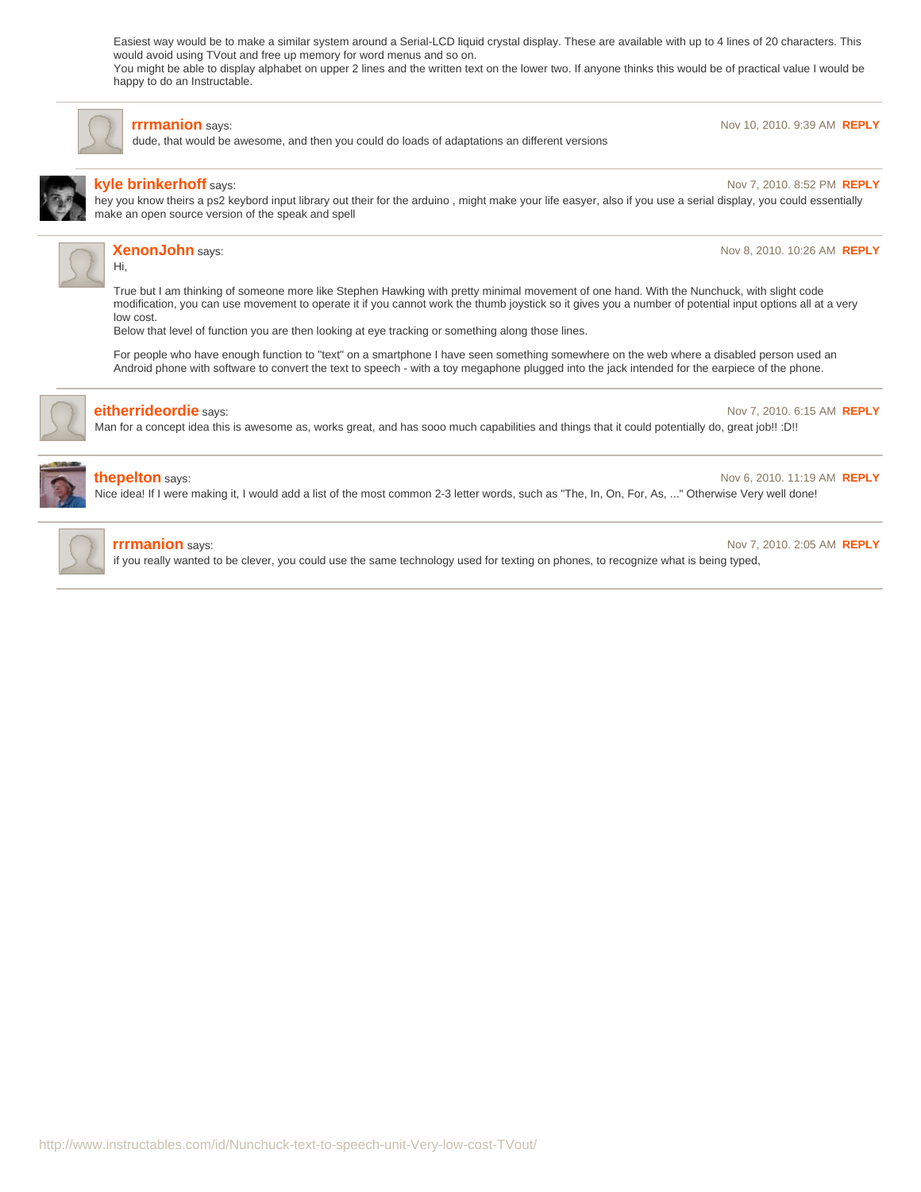Easiest way would be to make a similar system around a Serial-LCD liquid crystal display. These are available with up to 4 lines of 20 characters. This would avoid using TVout and free up memory for word menus and so on.
You might be able to display alphabet on upper 2 lines and the written text on the lower two. If anyone thinks this would be of practical value I would be happy to do an Instructable.

**rrrmanion** says: Nov 10, 2010. 9:39 AM **REPLY**

dude, that would be awesome, and then you could do loads of adaptations an different versions

**kyle brinkerhoff** says: Nov 7, 2010. 8:52 PM **REPLY**

hey you know theirs a ps2 keybord input library out their for the arduino , might make your life easyer, also if you use a serial display, you could essentially make an open source version of the speak and spell

**XenonJohn** says: Nov 8, 2010. 10:26 AM **REPLY**

Hi,

True but I am thinking of someone more like Stephen Hawking with pretty minimal movement of one hand. With the Nunchuck, with slight code modification, you can use movement to operate it if you cannot work the thumb joystick so it gives you a number of potential input options all at a very low cost.
Below that level of function you are then looking at eye tracking or something along those lines.

For people who have enough function to "text" on a smartphone I have seen something somewhere on the web where a disabled person used an Android phone with software to convert the text to speech - with a toy megaphone plugged into the jack intended for the earpiece of the phone.

**eitherrideordie** says: Nov 7, 2010. 6:15 AM **REPLY**

Man for a concept idea this is awesome as, works great, and has sooo much capabilities and things that it could potentially do, great job!! :D!!

**thepelton** says: Nov 6, 2010. 11:19 AM **REPLY**

Nice idea! If I were making it, I would add a list of the most common 2-3 letter words, such as "The, In, On, For, As, ..." Otherwise Very well done!

**rrrmanion** says: Nov 7, 2010. 2:05 AM **REPLY**

if you really wanted to be clever, you could use the same technology used for texting on phones, to recognize what is being typed,